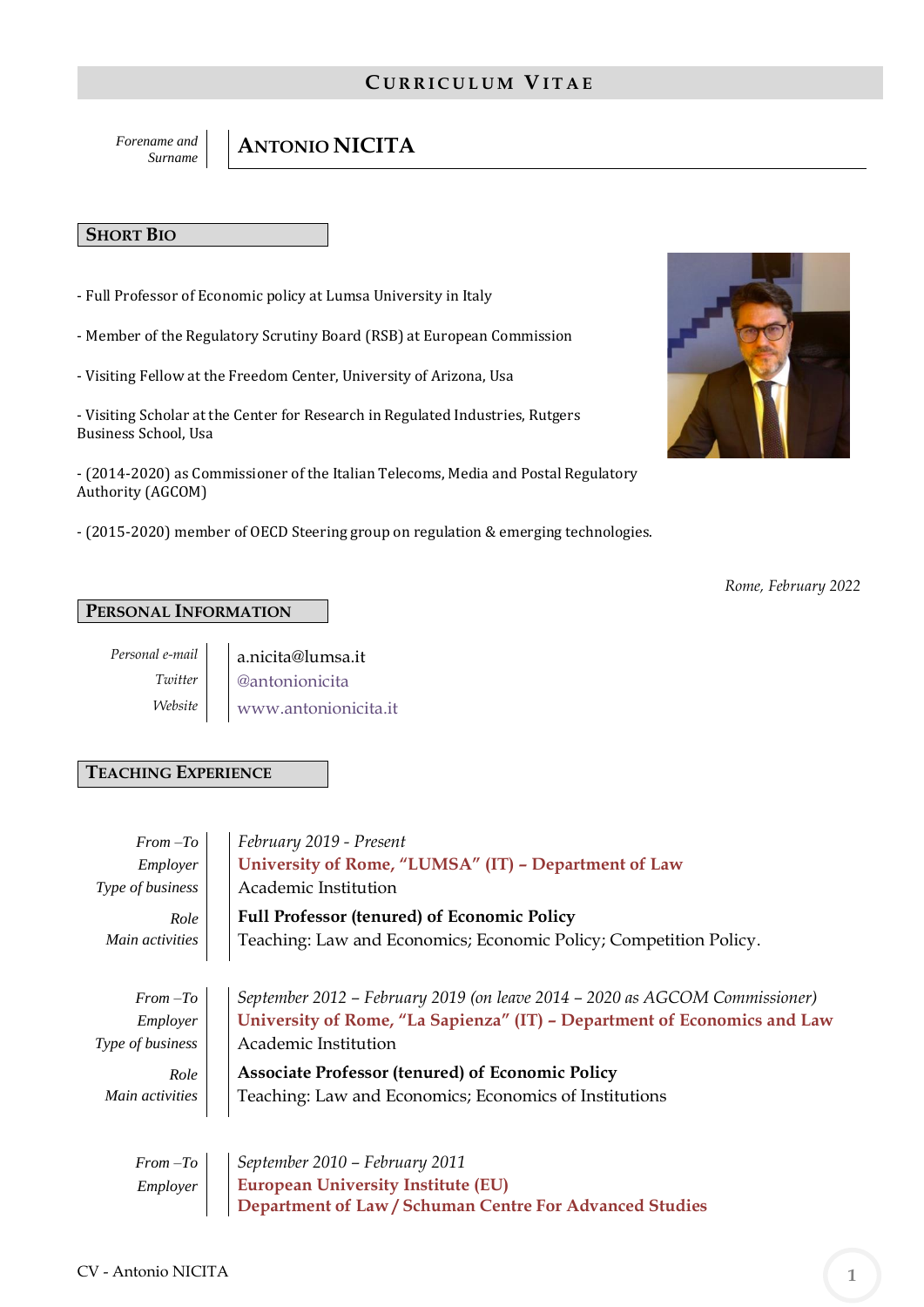# CURRICULUM VITAE

*Forename and Surname* | **ANTONIO NICITA**

## SHORT BIO

- Full Professor of Economic policy at Lumsa University in Italy

- Member of the Regulatory Scrutiny Board (RSB) at European Commission

- Visiting Fellow at the Freedom Center, University of Arizona, Usa

- Visiting Scholar at the Center for Research in Regulated Industries, Rutgers Business School, Usa

- (2014-2020) as Commissioner of the Italian Telecoms, Media and Postal Regulatory Authority (AGCOM)

- (2015-2020) member of OECD Steering group on regulation & emerging technologies.

*Rome, February 2022*

## PERSONAL INFORMATION

*Personal e-mail* a.nicita@lumsa.it
*Twitter* @antonionicita
*Website* www.antonionicita.it

## TEACHING EXPERIENCE

*From –To* *February 2019 - Present*
*Employer* **University of Rome, "LUMSA" (IT) – Department of Law**
*Type of business* Academic Institution
*Role* **Full Professor (tenured) of Economic Policy**
*Main activities* Teaching: Law and Economics; Economic Policy; Competition Policy.

*From –To* *September 2012 – February 2019 (on leave 2014 – 2020 as AGCOM Commissioner)*
*Employer* **University of Rome, "La Sapienza" (IT) – Department of Economics and Law**
*Type of business* Academic Institution
*Role* **Associate Professor (tenured) of Economic Policy**
*Main activities* Teaching: Law and Economics; Economics of Institutions

*From –To* *September 2010 – February 2011*
*Employer* **European University Institute (EU)**
**Department of Law / Schuman Centre For Advanced Studies**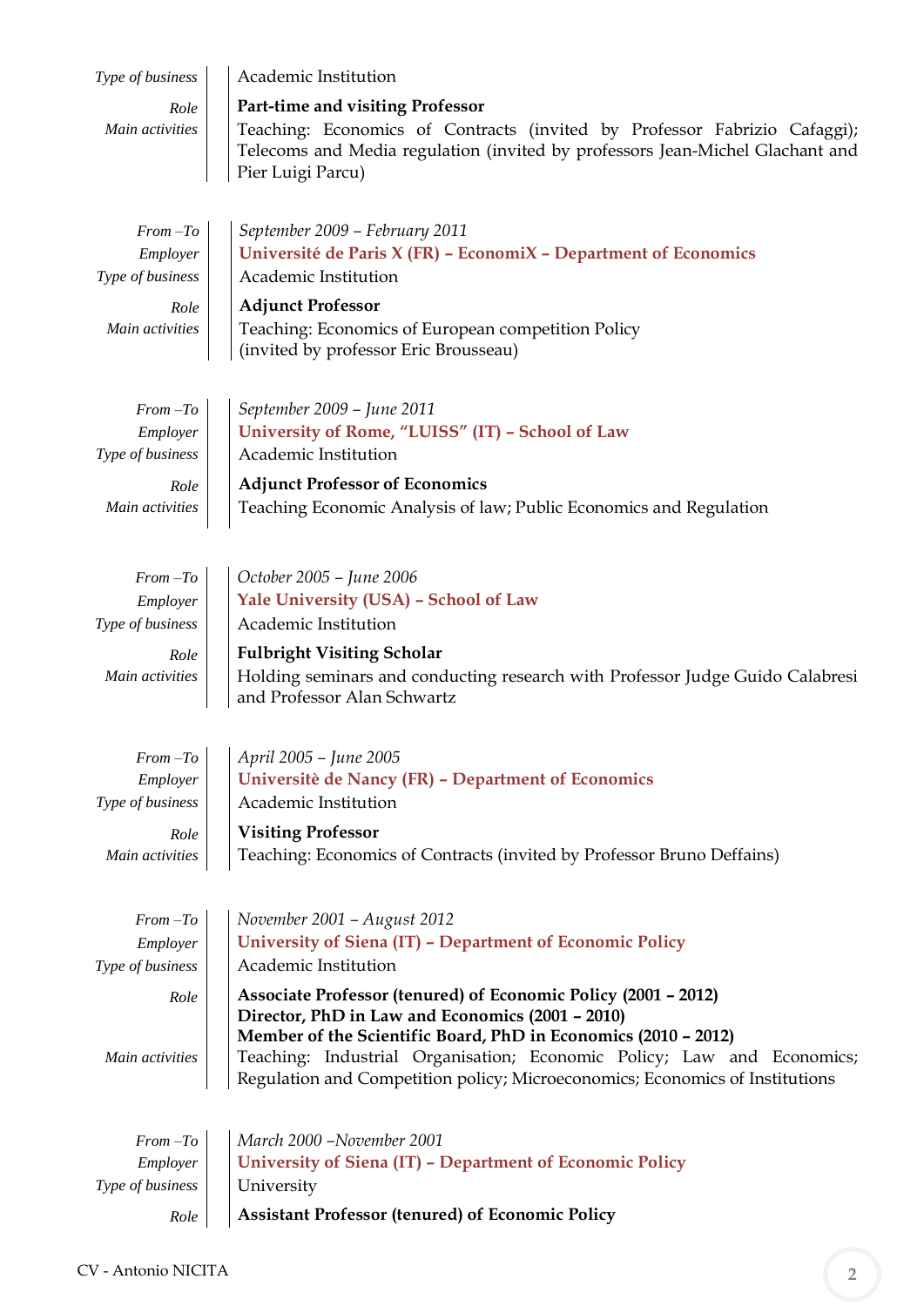| | |
|---|---|
| *Type of business* | Academic Institution |
| *Role* | **Part-time and visiting Professor** |
| *Main activities* | Teaching: Economics of Contracts (invited by Professor Fabrizio Cafaggi); Telecoms and Media regulation (invited by professors Jean-Michel Glachant and Pier Luigi Parcu) |

| | |
|---|---|
| *From –To* | *September 2009 – February 2011* |
| *Employer* | **Université de Paris X (FR) – EconomiX – Department of Economics** |
| *Type of business* | Academic Institution |
| *Role* | **Adjunct Professor** |
| *Main activities* | Teaching: Economics of European competition Policy (invited by professor Eric Brousseau) |

| | |
|---|---|
| *From –To* | *September 2009 – June 2011* |
| *Employer* | **University of Rome, "LUISS" (IT) – School of Law** |
| *Type of business* | Academic Institution |
| *Role* | **Adjunct Professor of Economics** |
| *Main activities* | Teaching Economic Analysis of law; Public Economics and Regulation |

| | |
|---|---|
| *From –To* | *October 2005 – June 2006* |
| *Employer* | **Yale University (USA) – School of Law** |
| *Type of business* | Academic Institution |
| *Role* | **Fulbright Visiting Scholar** |
| *Main activities* | Holding seminars and conducting research with Professor Judge Guido Calabresi and Professor Alan Schwartz |

| | |
|---|---|
| *From –To* | *April 2005 – June 2005* |
| *Employer* | **Universitè de Nancy (FR) – Department of Economics** |
| *Type of business* | Academic Institution |
| *Role* | **Visiting Professor** |
| *Main activities* | Teaching: Economics of Contracts (invited by Professor Bruno Deffains) |

| | |
|---|---|
| *From –To* | *November 2001 – August 2012* |
| *Employer* | **University of Siena (IT) – Department of Economic Policy** |
| *Type of business* | Academic Institution |
| *Role* | **Associate Professor (tenured) of Economic Policy (2001 – 2012)**<br>**Director, PhD in Law and Economics (2001 – 2010)**<br>**Member of the Scientific Board, PhD in Economics (2010 – 2012)** |
| *Main activities* | Teaching: Industrial Organisation; Economic Policy; Law and Economics; Regulation and Competition policy; Microeconomics; Economics of Institutions |

| | |
|---|---|
| *From –To* | *March 2000 –November 2001* |
| *Employer* | **University of Siena (IT) – Department of Economic Policy** |
| *Type of business* | University |
| *Role* | **Assistant Professor (tenured) of Economic Policy** |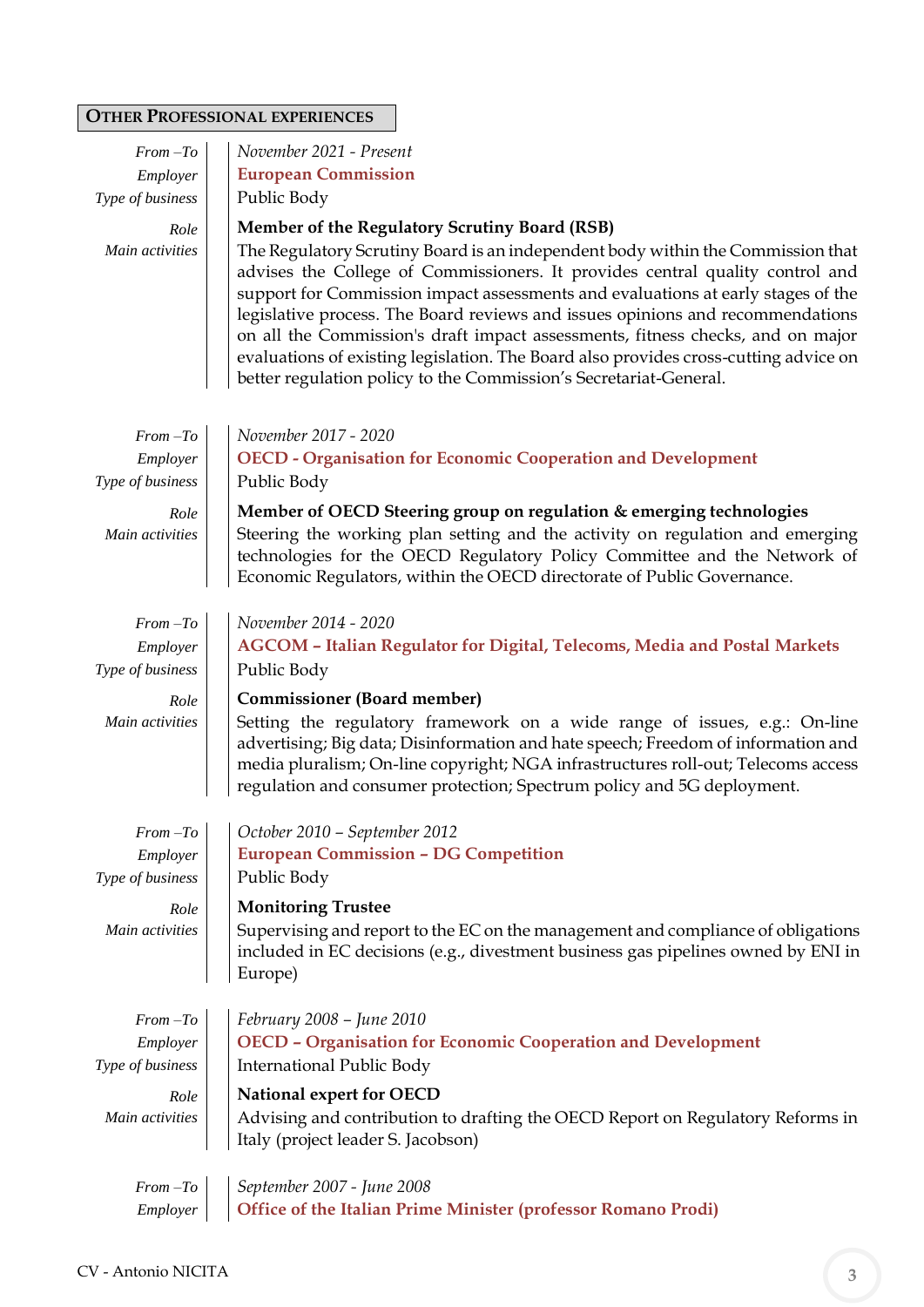## Other Professional experiences

| | |
|---|---|
| *From –To* | *November 2021 - Present* |
| *Employer* | **European Commission** |
| *Type of business* | Public Body |
| *Role* | **Member of the Regulatory Scrutiny Board (RSB)** |
| *Main activities* | The Regulatory Scrutiny Board is an independent body within the Commission that advises the College of Commissioners. It provides central quality control and support for Commission impact assessments and evaluations at early stages of the legislative process. The Board reviews and issues opinions and recommendations on all the Commission's draft impact assessments, fitness checks, and on major evaluations of existing legislation. The Board also provides cross-cutting advice on better regulation policy to the Commission's Secretariat-General. |

| | |
|---|---|
| *From –To* | *November 2017 - 2020* |
| *Employer* | **OECD - Organisation for Economic Cooperation and Development** |
| *Type of business* | Public Body |
| *Role* | **Member of OECD Steering group on regulation & emerging technologies** |
| *Main activities* | Steering the working plan setting and the activity on regulation and emerging technologies for the OECD Regulatory Policy Committee and the Network of Economic Regulators, within the OECD directorate of Public Governance. |

| | |
|---|---|
| *From –To* | *November 2014 - 2020* |
| *Employer* | **AGCOM – Italian Regulator for Digital, Telecoms, Media and Postal Markets** |
| *Type of business* | Public Body |
| *Role* | **Commissioner (Board member)** |
| *Main activities* | Setting the regulatory framework on a wide range of issues, e.g.: On-line advertising; Big data; Disinformation and hate speech; Freedom of information and media pluralism; On-line copyright; NGA infrastructures roll-out; Telecoms access regulation and consumer protection; Spectrum policy and 5G deployment. |

| | |
|---|---|
| *From –To* | *October 2010 – September 2012* |
| *Employer* | **European Commission – DG Competition** |
| *Type of business* | Public Body |
| *Role* | **Monitoring Trustee** |
| *Main activities* | Supervising and report to the EC on the management and compliance of obligations included in EC decisions (e.g., divestment business gas pipelines owned by ENI in Europe) |

| | |
|---|---|
| *From –To* | *February 2008 – June 2010* |
| *Employer* | **OECD – Organisation for Economic Cooperation and Development** |
| *Type of business* | International Public Body |
| *Role* | **National expert for OECD** |
| *Main activities* | Advising and contribution to drafting the OECD Report on Regulatory Reforms in Italy (project leader S. Jacobson) |

| | |
|---|---|
| *From –To* | *September 2007 - June 2008* |
| *Employer* | **Office of the Italian Prime Minister (professor Romano Prodi)** |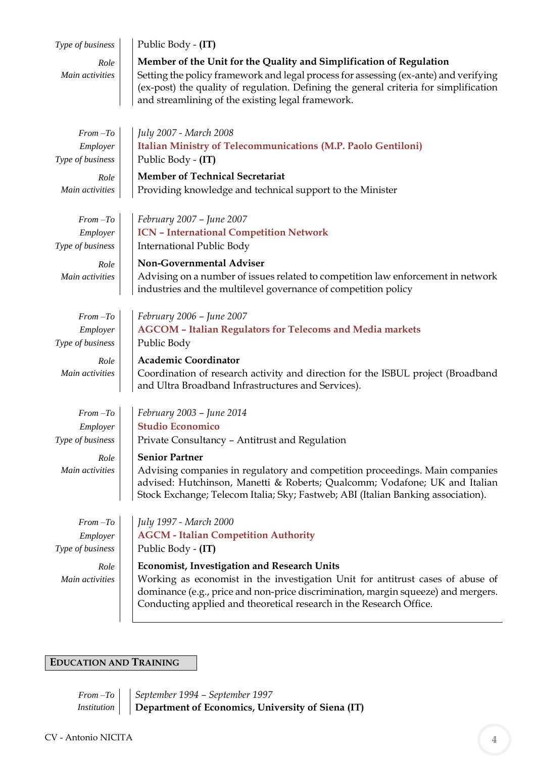| | |
|---|---|
| *Type of business* | Public Body - **(IT)** |
| *Role* | **Member of the Unit for the Quality and Simplification of Regulation** |
| *Main activities* | Setting the policy framework and legal process for assessing (ex-ante) and verifying (ex-post) the quality of regulation. Defining the general criteria for simplification and streamlining of the existing legal framework. |

| | |
|---|---|
| *From –To* | *July 2007 - March 2008* |
| *Employer* | **Italian Ministry of Telecommunications (M.P. Paolo Gentiloni)** |
| *Type of business* | Public Body - **(IT)** |
| *Role* | **Member of Technical Secretariat** |
| *Main activities* | Providing knowledge and technical support to the Minister |

| | |
|---|---|
| *From –To* | *February 2007 – June 2007* |
| *Employer* | **ICN – International Competition Network** |
| *Type of business* | International Public Body |
| *Role* | **Non-Governmental Adviser** |
| *Main activities* | Advising on a number of issues related to competition law enforcement in network industries and the multilevel governance of competition policy |

| | |
|---|---|
| *From –To* | *February 2006 – June 2007* |
| *Employer* | **AGCOM – Italian Regulators for Telecoms and Media markets** |
| *Type of business* | Public Body |
| *Role* | **Academic Coordinator** |
| *Main activities* | Coordination of research activity and direction for the ISBUL project (Broadband and Ultra Broadband Infrastructures and Services). |

| | |
|---|---|
| *From –To* | *February 2003 – June 2014* |
| *Employer* | **Studio Economico** |
| *Type of business* | Private Consultancy – Antitrust and Regulation |
| *Role* | **Senior Partner** |
| *Main activities* | Advising companies in regulatory and competition proceedings. Main companies advised: Hutchinson, Manetti & Roberts; Qualcomm; Vodafone; UK and Italian Stock Exchange; Telecom Italia; Sky; Fastweb; ABI (Italian Banking association). |

| | |
|---|---|
| *From –To* | *July 1997 - March 2000* |
| *Employer* | **AGCM - Italian Competition Authority** |
| *Type of business* | Public Body - **(IT)** |
| *Role* | **Economist, Investigation and Research Units** |
| *Main activities* | Working as economist in the investigation Unit for antitrust cases of abuse of dominance (e.g., price and non-price discrimination, margin squeeze) and mergers. Conducting applied and theoretical research in the Research Office. |

## EDUCATION AND TRAINING

| | |
|---|---|
| *From –To* | *September 1994 – September 1997* |
| *Institution* | **Department of Economics, University of Siena (IT)** |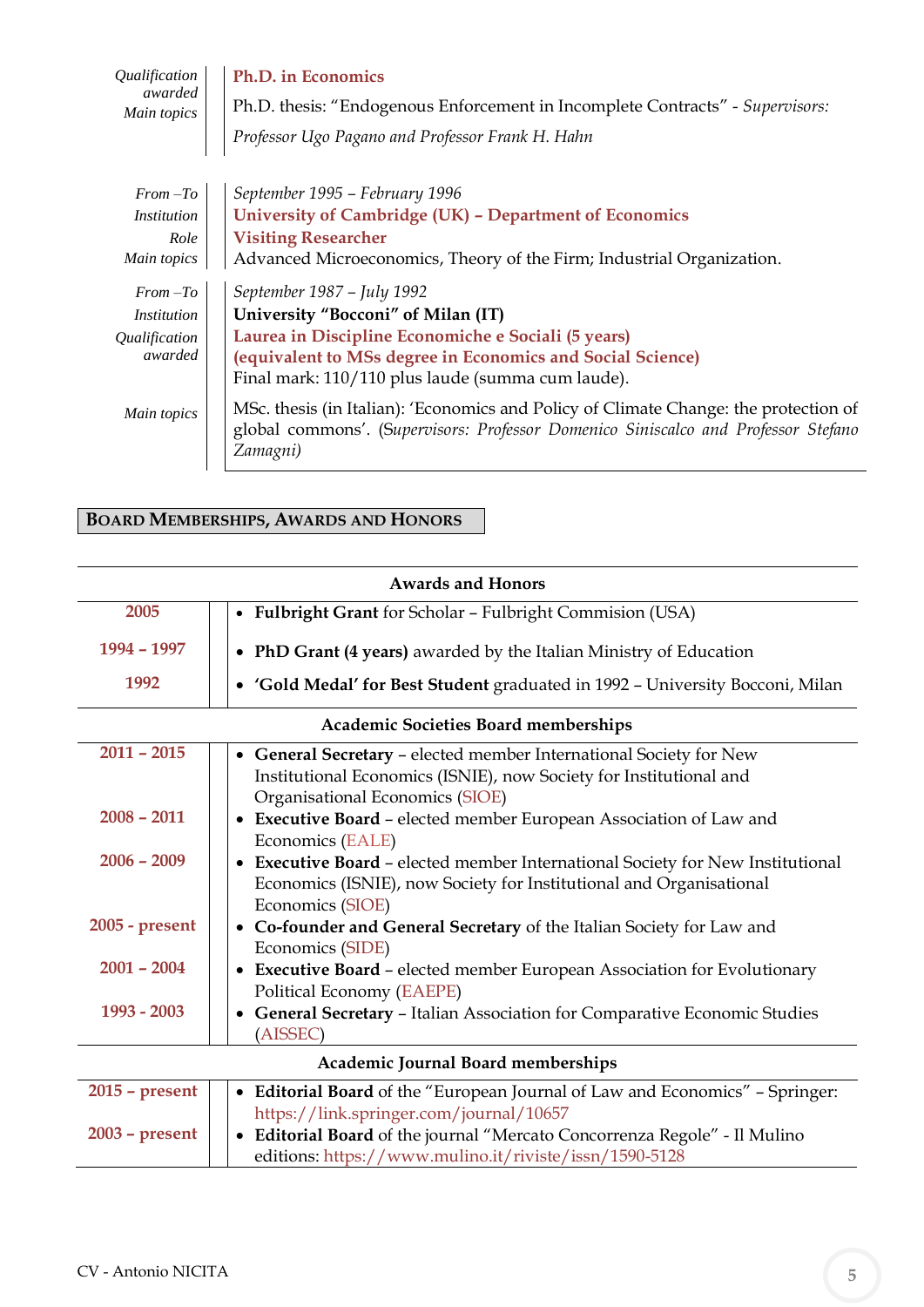| | |
|---|---|
| *Qualification awarded* | **Ph.D. in Economics** |
| *Main topics* | Ph.D. thesis: "Endogenous Enforcement in Incomplete Contracts" - *Supervisors: Professor Ugo Pagano and Professor Frank H. Hahn* |

| | |
|---|---|
| *From –To* | *September 1995 – February 1996* |
| *Institution* | **University of Cambridge (UK) – Department of Economics** |
| *Role* | **Visiting Researcher** |
| *Main topics* | Advanced Microeconomics, Theory of the Firm; Industrial Organization. |

| | |
|---|---|
| *From –To* | *September 1987 – July 1992* |
| *Institution* | **University "Bocconi" of Milan (IT)** |
| *Qualification awarded* | **Laurea in Discipline Economiche e Sociali (5 years) (equivalent to MSs degree in Economics and Social Science)** Final mark: 110/110 plus laude (summa cum laude). |
| *Main topics* | MSc. thesis (in Italian): 'Economics and Policy of Climate Change: the protection of global commons'. (*Supervisors: Professor Domenico Siniscalco and Professor Stefano Zamagni)* |

## BOARD MEMBERSHIPS, AWARDS AND HONORS

**Awards and Honors**

| | |
|---|---|
| 2005 | • **Fulbright Grant** for Scholar – Fulbright Commision (USA) |
| 1994 – 1997 | • **PhD Grant (4 years)** awarded by the Italian Ministry of Education |
| 1992 | • **'Gold Medal' for Best Student** graduated in 1992 – University Bocconi, Milan |

**Academic Societies Board memberships**

| | |
|---|---|
| 2011 – 2015 | • **General Secretary** – elected member International Society for New Institutional Economics (ISNIE), now Society for Institutional and Organisational Economics (SIOE) |
| 2008 – 2011 | • **Executive Board** – elected member European Association of Law and Economics (EALE) |
| 2006 – 2009 | • **Executive Board** – elected member International Society for New Institutional Economics (ISNIE), now Society for Institutional and Organisational Economics (SIOE) |
| 2005 - present | • **Co-founder and General Secretary** of the Italian Society for Law and Economics (SIDE) |
| 2001 – 2004 | • **Executive Board** – elected member European Association for Evolutionary Political Economy (EAEPE) |
| 1993 - 2003 | • **General Secretary** – Italian Association for Comparative Economic Studies (AISSEC) |

**Academic Journal Board memberships**

| | |
|---|---|
| 2015 – present | • **Editorial Board** of the "European Journal of Law and Economics" – Springer: https://link.springer.com/journal/10657 |
| 2003 – present | • **Editorial Board** of the journal "Mercato Concorrenza Regole" - Il Mulino editions: https://www.mulino.it/riviste/issn/1590-5128 |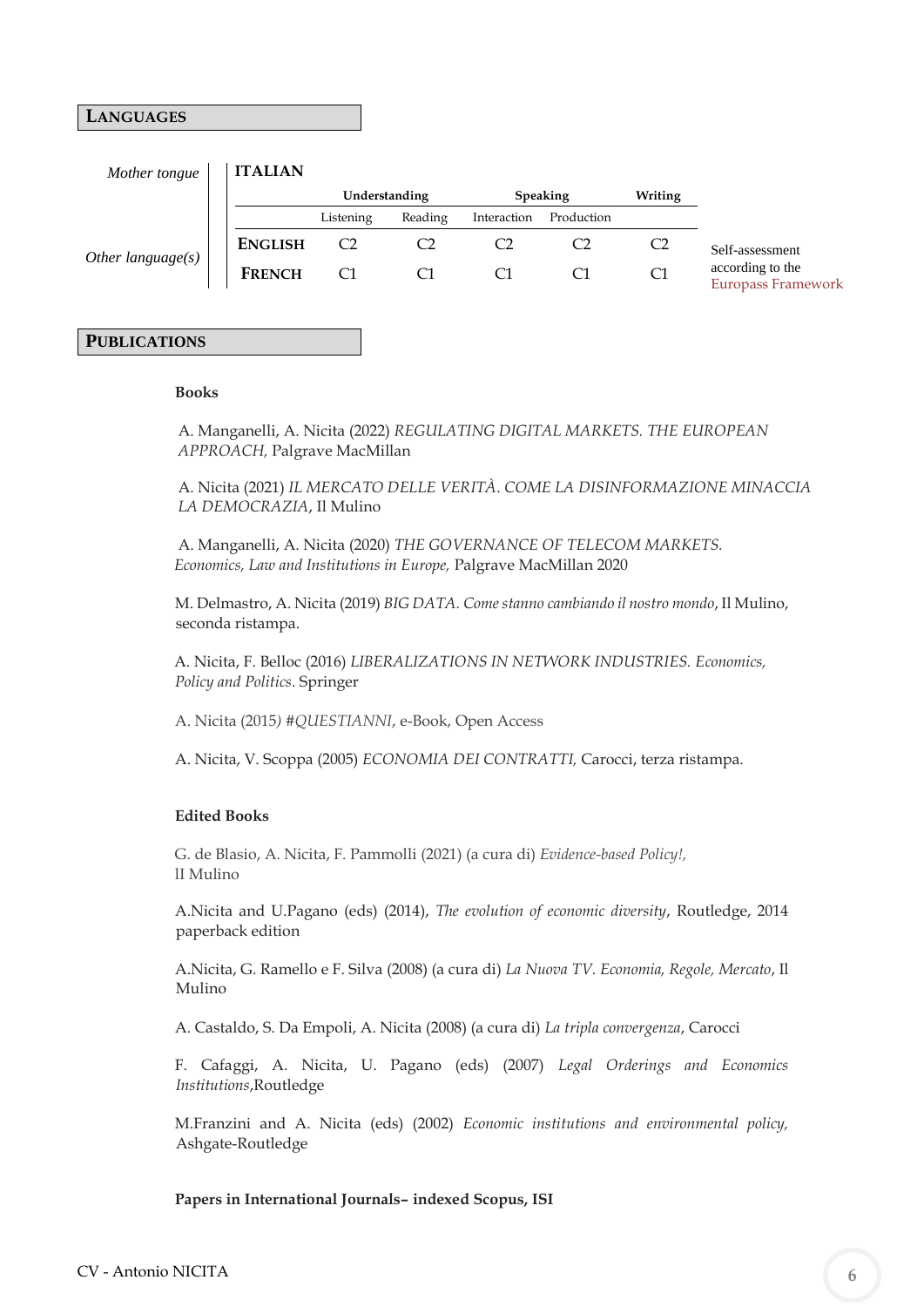## LANGUAGES

| | | Understanding | | Speaking | | Writing |
|---|---|---|---|---|---|---|
| | | Listening | Reading | Interaction | Production | |
| *Mother tongue* | **ITALIAN** | | | | | |
| *Other language(s)* | **ENGLISH** | C2 | C2 | C2 | C2 | C2 |
| | **FRENCH** | C1 | C1 | C1 | C1 | C1 |

Self-assessment according to the Europass Framework

## PUBLICATIONS

**Books**

A. Manganelli, A. Nicita (2022) *REGULATING DIGITAL MARKETS. THE EUROPEAN APPROACH,* Palgrave MacMillan

A. Nicita (2021) *IL MERCATO DELLE VERITÀ. COME LA DISINFORMAZIONE MINACCIA LA DEMOCRAZIA*, Il Mulino

A. Manganelli, A. Nicita (2020) *THE GOVERNANCE OF TELECOM MARKETS. Economics, Law and Institutions in Europe,* Palgrave MacMillan 2020

M. Delmastro, A. Nicita (2019) *BIG DATA. Come stanno cambiando il nostro mondo*, Il Mulino, seconda ristampa.

A. Nicita, F. Belloc (2016) *LIBERALIZATIONS IN NETWORK INDUSTRIES. Economics, Policy and Politics*. Springer

A. Nicita (2015) *#QUESTIANNI*, e-Book, Open Access

A. Nicita, V. Scoppa (2005) *ECONOMIA DEI CONTRATTI,* Carocci, terza ristampa.

**Edited Books**

G. de Blasio, A. Nicita, F. Pammolli (2021) (a cura di) *Evidence-based Policy!,* II Mulino

A.Nicita and U.Pagano (eds) (2014), *The evolution of economic diversity*, Routledge, 2014 paperback edition

A.Nicita, G. Ramello e F. Silva (2008) (a cura di) *La Nuova TV. Economia, Regole, Mercato*, Il Mulino

A. Castaldo, S. Da Empoli, A. Nicita (2008) (a cura di) *La tripla convergenza*, Carocci

F. Cafaggi, A. Nicita, U. Pagano (eds) (2007) *Legal Orderings and Economics Institutions*,Routledge

M.Franzini and A. Nicita (eds) (2002) *Economic institutions and environmental policy,* Ashgate-Routledge

**Papers in International Journals– indexed Scopus, ISI**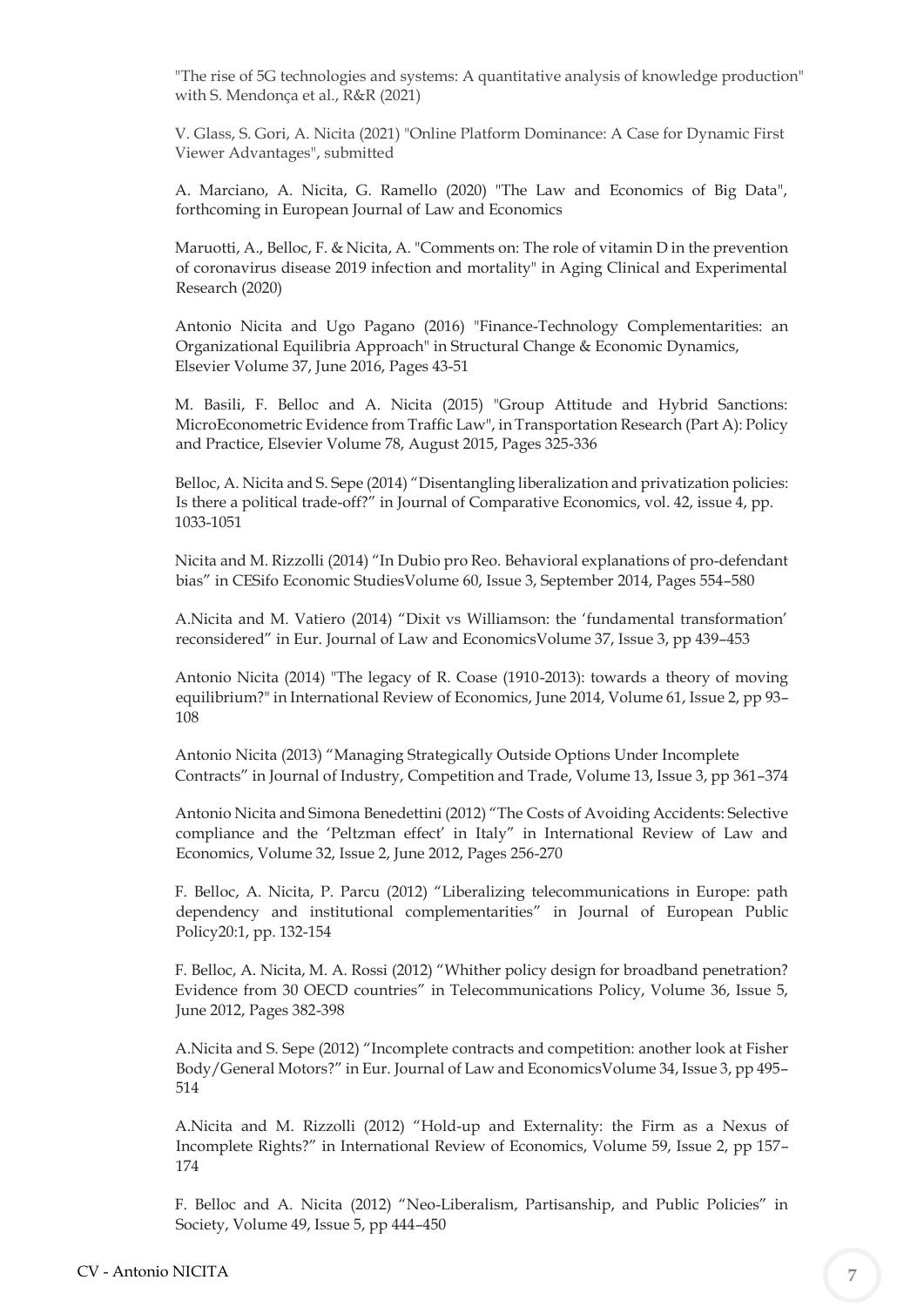"The rise of 5G technologies and systems: A quantitative analysis of knowledge production" with S. Mendonça et al., R&R (2021)

V. Glass, S. Gori, A. Nicita (2021) "Online Platform Dominance: A Case for Dynamic First Viewer Advantages", submitted

A. Marciano, A. Nicita, G. Ramello (2020) "The Law and Economics of Big Data", forthcoming in European Journal of Law and Economics

Maruotti, A., Belloc, F. & Nicita, A. "Comments on: The role of vitamin D in the prevention of coronavirus disease 2019 infection and mortality" in Aging Clinical and Experimental Research (2020)

Antonio Nicita and Ugo Pagano (2016) "Finance-Technology Complementarities: an Organizational Equilibria Approach" in Structural Change & Economic Dynamics, Elsevier Volume 37, June 2016, Pages 43-51

M. Basili, F. Belloc and A. Nicita (2015) "Group Attitude and Hybrid Sanctions: MicroEconometric Evidence from Traffic Law", in Transportation Research (Part A): Policy and Practice, Elsevier Volume 78, August 2015, Pages 325-336

Belloc, A. Nicita and S. Sepe (2014) "Disentangling liberalization and privatization policies: Is there a political trade-off?" in Journal of Comparative Economics, vol. 42, issue 4, pp. 1033-1051

Nicita and M. Rizzolli (2014) "In Dubio pro Reo. Behavioral explanations of pro-defendant bias" in CESifo Economic StudiesVolume 60, Issue 3, September 2014, Pages 554–580

A.Nicita and M. Vatiero (2014) "Dixit vs Williamson: the 'fundamental transformation' reconsidered" in Eur. Journal of Law and EconomicsVolume 37, Issue 3, pp 439–453

Antonio Nicita (2014) "The legacy of R. Coase (1910-2013): towards a theory of moving equilibrium?" in International Review of Economics, June 2014, Volume 61, Issue 2, pp 93–108

Antonio Nicita (2013) "Managing Strategically Outside Options Under Incomplete Contracts" in Journal of Industry, Competition and Trade, Volume 13, Issue 3, pp 361–374

Antonio Nicita and Simona Benedettini (2012) "The Costs of Avoiding Accidents: Selective compliance and the 'Peltzman effect' in Italy" in International Review of Law and Economics, Volume 32, Issue 2, June 2012, Pages 256-270

F. Belloc, A. Nicita, P. Parcu (2012) "Liberalizing telecommunications in Europe: path dependency and institutional complementarities" in Journal of European Public Policy20:1, pp. 132-154

F. Belloc, A. Nicita, M. A. Rossi (2012) "Whither policy design for broadband penetration? Evidence from 30 OECD countries" in Telecommunications Policy, Volume 36, Issue 5, June 2012, Pages 382-398

A.Nicita and S. Sepe (2012) "Incomplete contracts and competition: another look at Fisher Body/General Motors?" in Eur. Journal of Law and EconomicsVolume 34, Issue 3, pp 495–514

A.Nicita and M. Rizzolli (2012) "Hold-up and Externality: the Firm as a Nexus of Incomplete Rights?" in International Review of Economics, Volume 59, Issue 2, pp 157–174

F. Belloc and A. Nicita (2012) "Neo-Liberalism, Partisanship, and Public Policies" in Society, Volume 49, Issue 5, pp 444–450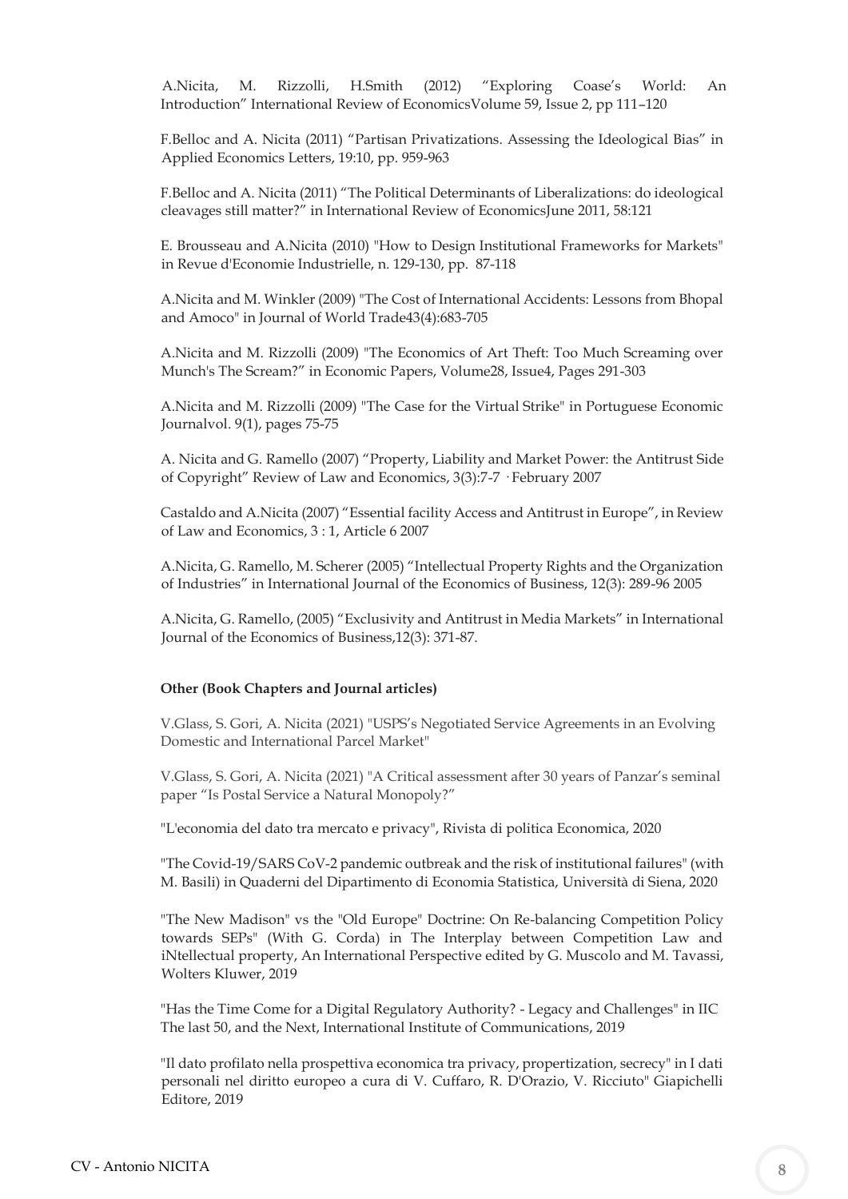A.Nicita, M. Rizzolli, H.Smith (2012) "Exploring Coase's World: An Introduction" International Review of EconomicsVolume 59, Issue 2, pp 111–120

F.Belloc and A. Nicita (2011) "Partisan Privatizations. Assessing the Ideological Bias" in Applied Economics Letters, 19:10, pp. 959-963

F.Belloc and A. Nicita (2011) "The Political Determinants of Liberalizations: do ideological cleavages still matter?" in International Review of EconomicsJune 2011, 58:121

E. Brousseau and A.Nicita (2010) "How to Design Institutional Frameworks for Markets" in Revue d'Economie Industrielle, n. 129-130, pp. 87-118

A.Nicita and M. Winkler (2009) "The Cost of International Accidents: Lessons from Bhopal and Amoco" in Journal of World Trade43(4):683-705

A.Nicita and M. Rizzolli (2009) "The Economics of Art Theft: Too Much Screaming over Munch's The Scream?" in Economic Papers, Volume28, Issue4, Pages 291-303

A.Nicita and M. Rizzolli (2009) "The Case for the Virtual Strike" in Portuguese Economic Journalvol. 9(1), pages 75-75

A. Nicita and G. Ramello (2007) "Property, Liability and Market Power: the Antitrust Side of Copyright" Review of Law and Economics, 3(3):7-7 · February 2007

Castaldo and A.Nicita (2007) "Essential facility Access and Antitrust in Europe", in Review of Law and Economics, 3 : 1, Article 6 2007

A.Nicita, G. Ramello, M. Scherer (2005) "Intellectual Property Rights and the Organization of Industries" in International Journal of the Economics of Business, 12(3): 289-96 2005

A.Nicita, G. Ramello, (2005) "Exclusivity and Antitrust in Media Markets" in International Journal of the Economics of Business,12(3): 371-87.

**Other (Book Chapters and Journal articles)**

V.Glass, S. Gori, A. Nicita (2021) "USPS's Negotiated Service Agreements in an Evolving Domestic and International Parcel Market"

V.Glass, S. Gori, A. Nicita (2021) "A Critical assessment after 30 years of Panzar's seminal paper "Is Postal Service a Natural Monopoly?"

"L'economia del dato tra mercato e privacy", Rivista di politica Economica, 2020

"The Covid-19/SARS CoV-2 pandemic outbreak and the risk of institutional failures" (with M. Basili) in Quaderni del Dipartimento di Economia Statistica, Università di Siena, 2020

"The New Madison" vs the "Old Europe" Doctrine: On Re-balancing Competition Policy towards SEPs" (With G. Corda) in The Interplay between Competition Law and iNtellectual property, An International Perspective edited by G. Muscolo and M. Tavassi, Wolters Kluwer, 2019

"Has the Time Come for a Digital Regulatory Authority? - Legacy and Challenges" in IIC The last 50, and the Next, International Institute of Communications, 2019

"Il dato profilato nella prospettiva economica tra privacy, propertization, secrecy" in I dati personali nel diritto europeo a cura di V. Cuffaro, R. D'Orazio, V. Ricciuto" Giapichelli Editore, 2019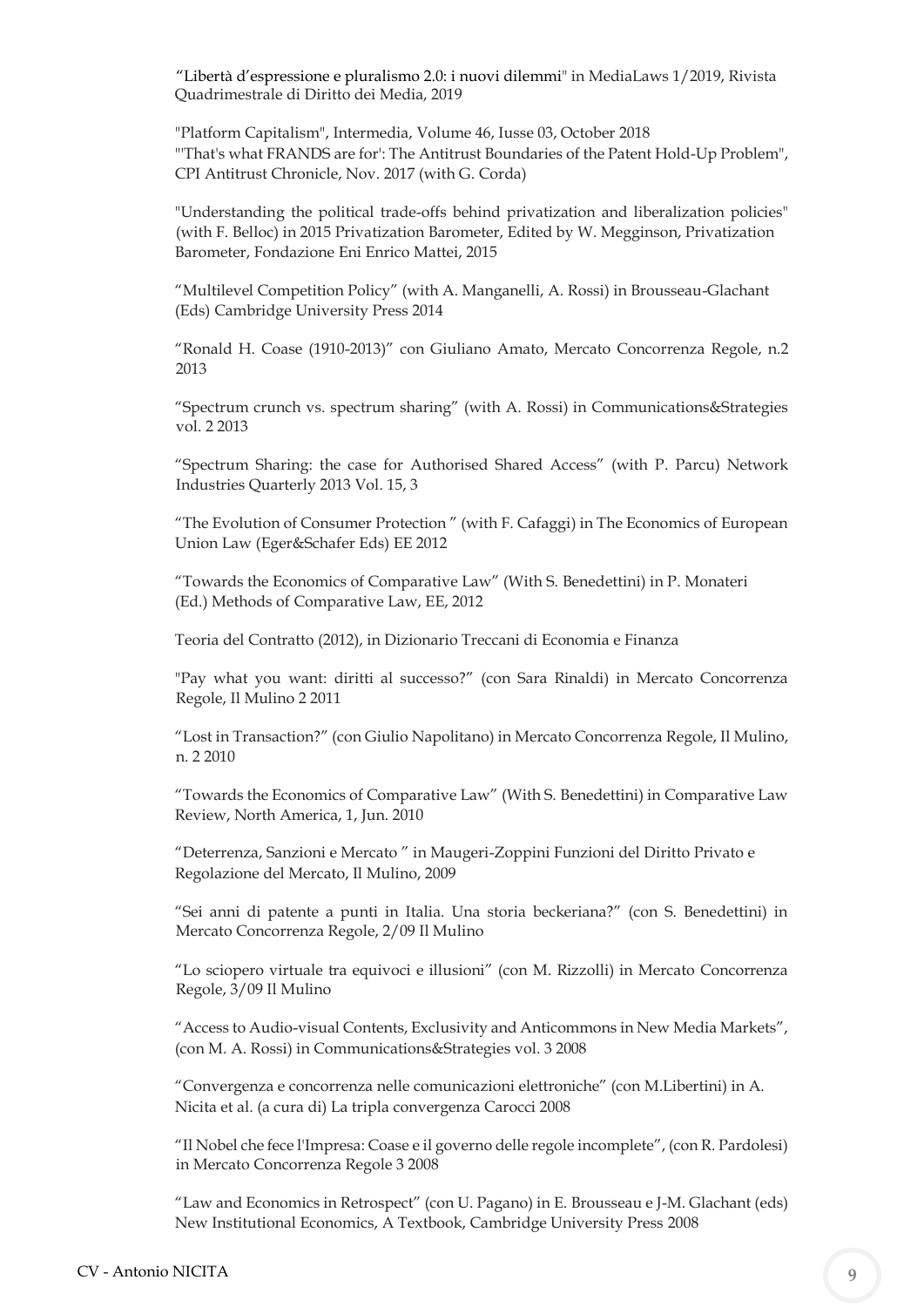"Libertà d'espressione e pluralismo 2.0: i nuovi dilemmi" in MediaLaws 1/2019, Rivista Quadrimestrale di Diritto dei Media, 2019

"Platform Capitalism", Intermedia, Volume 46, Iusse 03, October 2018
"'That's what FRANDS are for': The Antitrust Boundaries of the Patent Hold-Up Problem", CPI Antitrust Chronicle, Nov. 2017 (with G. Corda)

"Understanding the political trade-offs behind privatization and liberalization policies" (with F. Belloc) in 2015 Privatization Barometer, Edited by W. Megginson, Privatization Barometer, Fondazione Eni Enrico Mattei, 2015

"Multilevel Competition Policy" (with A. Manganelli, A. Rossi) in Brousseau-Glachant (Eds) Cambridge University Press 2014

"Ronald H. Coase (1910-2013)" con Giuliano Amato, Mercato Concorrenza Regole, n.2 2013

"Spectrum crunch vs. spectrum sharing" (with A. Rossi) in Communications&Strategies vol. 2 2013

"Spectrum Sharing: the case for Authorised Shared Access" (with P. Parcu) Network Industries Quarterly 2013 Vol. 15, 3

"The Evolution of Consumer Protection " (with F. Cafaggi) in The Economics of European Union Law (Eger&Schafer Eds) EE 2012

"Towards the Economics of Comparative Law" (With S. Benedettini) in P. Monateri (Ed.) Methods of Comparative Law, EE, 2012

Teoria del Contratto (2012), in Dizionario Treccani di Economia e Finanza

"Pay what you want: diritti al successo?" (con Sara Rinaldi) in Mercato Concorrenza Regole, Il Mulino 2 2011

"Lost in Transaction?" (con Giulio Napolitano) in Mercato Concorrenza Regole, Il Mulino, n. 2 2010

"Towards the Economics of Comparative Law" (With S. Benedettini) in Comparative Law Review, North America, 1, Jun. 2010

"Deterrenza, Sanzioni e Mercato " in Maugeri-Zoppini Funzioni del Diritto Privato e Regolazione del Mercato, Il Mulino, 2009

"Sei anni di patente a punti in Italia. Una storia beckeriana?" (con S. Benedettini) in Mercato Concorrenza Regole, 2/09 Il Mulino

"Lo sciopero virtuale tra equivoci e illusioni" (con M. Rizzolli) in Mercato Concorrenza Regole, 3/09 Il Mulino

"Access to Audio-visual Contents, Exclusivity and Anticommons in New Media Markets", (con M. A. Rossi) in Communications&Strategies vol. 3 2008

"Convergenza e concorrenza nelle comunicazioni elettroniche" (con M.Libertini) in A. Nicita et al. (a cura di) La tripla convergenza Carocci 2008

"Il Nobel che fece l'Impresa: Coase e il governo delle regole incomplete", (con R. Pardolesi) in Mercato Concorrenza Regole 3 2008

"Law and Economics in Retrospect" (con U. Pagano) in E. Brousseau e J-M. Glachant (eds) New Institutional Economics, A Textbook, Cambridge University Press 2008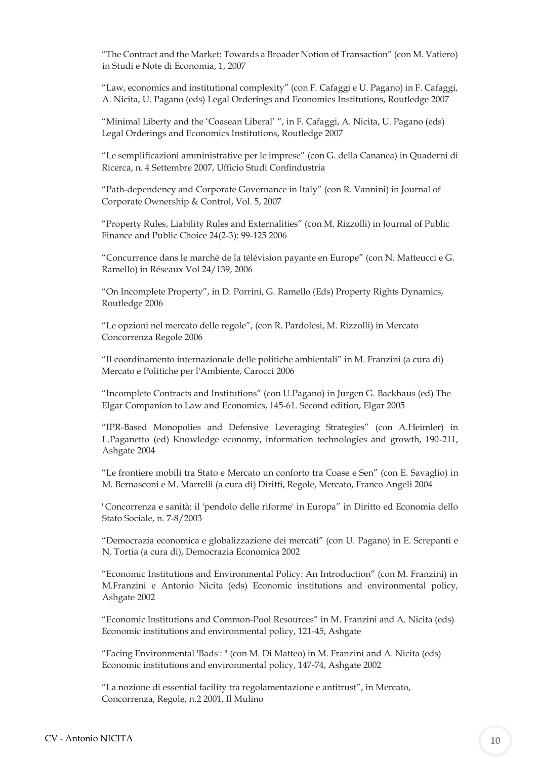“The Contract and the Market: Towards a Broader Notion of Transaction” (con M. Vatiero) in Studi e Note di Economia, 1, 2007

“Law, economics and institutional complexity” (con F. Cafaggi e U. Pagano) in F. Cafaggi, A. Nicita, U. Pagano (eds) Legal Orderings and Economics Institutions, Routledge 2007

“Minimal Liberty and the ‘Coasean Liberal’ ”, in F. Cafaggi, A. Nicita, U. Pagano (eds) Legal Orderings and Economics Institutions, Routledge 2007

“Le semplificazioni amministrative per le imprese” (con G. della Cananea) in Quaderni di Ricerca, n. 4 Settembre 2007, Ufficio Studi Confindustria

“Path-dependency and Corporate Governance in Italy” (con R. Vannini) in Journal of Corporate Ownership & Control, Vol. 5, 2007

“Property Rules, Liability Rules and Externalities” (con M. Rizzolli) in Journal of Public Finance and Public Choice 24(2-3): 99-125 2006

“Concurrence dans le marché de la télévision payante en Europe” (con N. Matteucci e G. Ramello) in Réseaux Vol 24/139, 2006

“On Incomplete Property”, in D. Porrini, G. Ramello (Eds) Property Rights Dynamics, Routledge 2006

“Le opzioni nel mercato delle regole”, (con R. Pardolesi, M. Rizzolli) in Mercato Concorrenza Regole 2006

“Il coordinamento internazionale delle politiche ambientali” in M. Franzini (a cura di) Mercato e Politiche per l'Ambiente, Carocci 2006

“Incomplete Contracts and Institutions” (con U.Pagano) in Jurgen G. Backhaus (ed) The Elgar Companion to Law and Economics, 145-61. Second edition, Elgar 2005

“IPR-Based Monopolies and Defensive Leveraging Strategies” (con A.Heimler) in L.Paganetto (ed) Knowledge economy, information technologies and growth, 190-211, Ashgate 2004

“Le frontiere mobili tra Stato e Mercato un conforto tra Coase e Sen” (con E. Savaglio) in M. Bernasconi e M. Marrelli (a cura di) Diritti, Regole, Mercato, Franco Angeli 2004

"Concorrenza e sanità: il 'pendolo delle riforme' in Europa” in Diritto ed Economia dello Stato Sociale, n. 7-8/2003

“Democrazia economica e globalizzazione dei mercati” (con U. Pagano) in E. Screpanti e N. Tortia (a cura di), Democrazia Economica 2002

“Economic Institutions and Environmental Policy: An Introduction” (con M. Franzini) in M.Franzini e Antonio Nicita (eds) Economic institutions and environmental policy, Ashgate 2002

“Economic Institutions and Common-Pool Resources” in M. Franzini and A. Nicita (eds) Economic institutions and environmental policy, 121-45, Ashgate

“Facing Environmental 'Bads': " (con M. Di Matteo) in M. Franzini and A. Nicita (eds) Economic institutions and environmental policy, 147-74, Ashgate 2002

“La nozione di essential facility tra regolamentazione e antitrust”, in Mercato, Concorrenza, Regole, n.2 2001, Il Mulino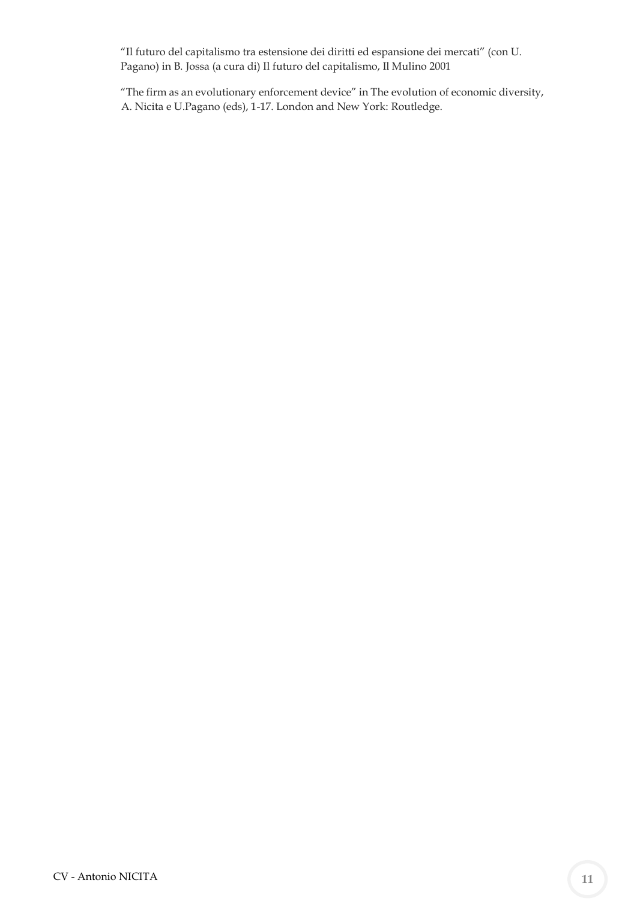"Il futuro del capitalismo tra estensione dei diritti ed espansione dei mercati" (con U. Pagano) in B. Jossa (a cura di) Il futuro del capitalismo, Il Mulino 2001

"The firm as an evolutionary enforcement device" in The evolution of economic diversity, A. Nicita e U.Pagano (eds), 1-17. London and New York: Routledge.